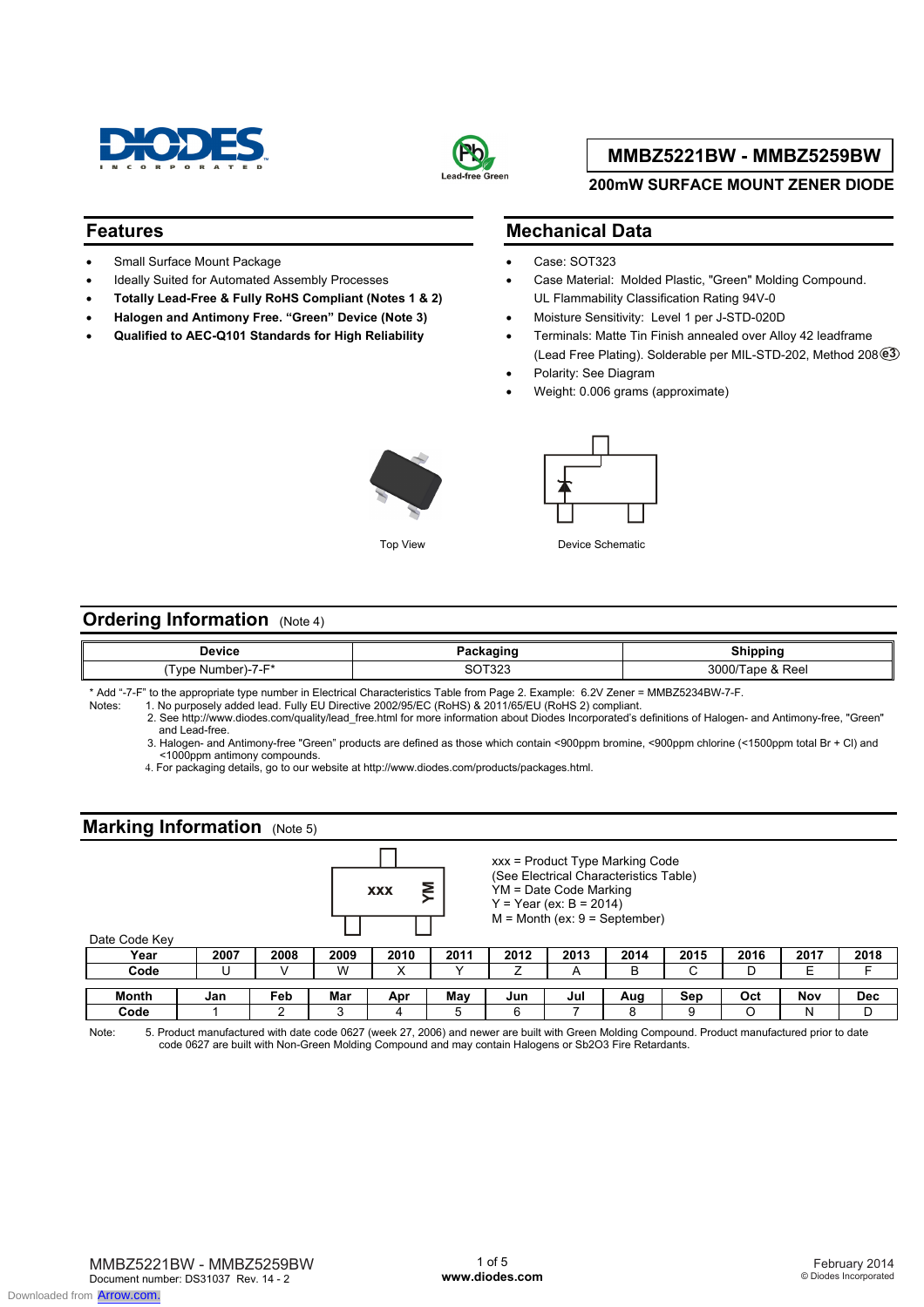# MMBZ5221BW - MMBZ5259BW

## 200mW SURFACE MOUNT ZENER DIODE

## Features

- Small Surface Mount Package
- Ideally Suited for Automated Assembly Processes
- **Totally Lead-Free & Fully RoHS Compliant (Notes 1 & 2)**
- **Halogen and Antimony Free. "Green" Device (Note 3)**
- **Qualified to AEC-Q101 Standards for High Reliability**

## Mechanical Data

- Case: SOT323
- Case Material: Molded Plastic, "Green" Molding Compound. UL Flammability Classification Rating 94V-0
- Moisture Sensitivity: Level 1 per J-STD-020D
- Terminals: Matte Tin Finish annealed over Alloy 42 leadframe (Lead Free Plating). Solderable per MIL-STD-202, Method 208 e3
- Polarity: See Diagram
- Weight: 0.006 grams (approximate)

Top View

Device Schematic

## Ordering Information (Note 4)

| Device | Packaging | Shipping |
|---|---|---|
| (Type Number)-7-F* | SOT323 | 3000/Tape & Reel |

\* Add "-7-F" to the appropriate type number in Electrical Characteristics Table from Page 2. Example: 6.2V Zener = MMBZ5234BW-7-F.

Notes:
1. No purposely added lead. Fully EU Directive 2002/95/EC (RoHS) & 2011/65/EU (RoHS 2) compliant.
2. See http://www.diodes.com/quality/lead_free.html for more information about Diodes Incorporated's definitions of Halogen- and Antimony-free, "Green" and Lead-free.
3. Halogen- and Antimony-free "Green" products are defined as those which contain <900ppm bromine, <900ppm chlorine (<1500ppm total Br + Cl) and <1000ppm antimony compounds.
4. For packaging details, go to our website at http://www.diodes.com/products/packages.html.

## Marking Information (Note 5)

xxx = Product Type Marking Code
(See Electrical Characteristics Table)
YM = Date Code Marking
Y = Year (ex: B = 2014)
M = Month (ex: 9 = September)

Date Code Key

| Year | 2007 | 2008 | 2009 | 2010 | 2011 | 2012 | 2013 | 2014 | 2015 | 2016 | 2017 | 2018 |
|---|---|---|---|---|---|---|---|---|---|---|---|---|
| Code | U | V | W | X | Y | Z | A | B | C | D | E | F |

| Month | Jan | Feb | Mar | Apr | May | Jun | Jul | Aug | Sep | Oct | Nov | Dec |
|---|---|---|---|---|---|---|---|---|---|---|---|---|
| Code | 1 | 2 | 3 | 4 | 5 | 6 | 7 | 8 | 9 | O | N | D |

Note: 5. Product manufactured with date code 0627 (week 27, 2006) and newer are built with Green Molding Compound. Product manufactured prior to date code 0627 are built with Non-Green Molding Compound and may contain Halogens or $Sb_2O_3$ Fire Retardants.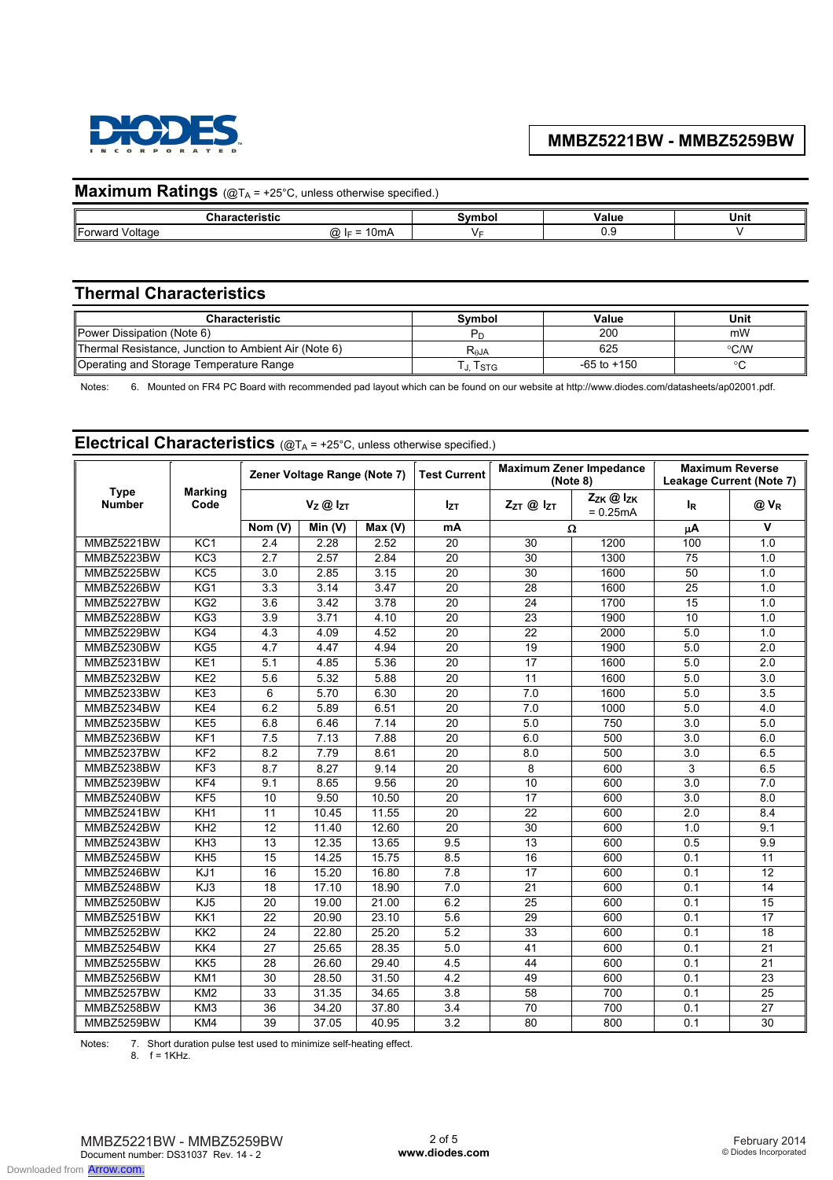## Maximum Ratings (@$T_A$ = +25°C, unless otherwise specified.)

| Characteristic | | Symbol | Value | Unit |
|---|---|---|---|---|
| Forward Voltage | @ $I_F$ = 10mA | $V_F$ | 0.9 | V |

## Thermal Characteristics

| Characteristic | Symbol | Value | Unit |
|---|---|---|---|
| Power Dissipation (Note 6) | $P_D$ | 200 | mW |
| Thermal Resistance, Junction to Ambient Air (Note 6) | $R_{\theta JA}$ | 625 | °C/W |
| Operating and Storage Temperature Range | $T_J, T_{STG}$ | -65 to +150 | °C |

Notes: 6. Mounted on FR4 PC Board with recommended pad layout which can be found on our website at http://www.diodes.com/datasheets/ap02001.pdf.

## Electrical Characteristics (@$T_A$ = +25°C, unless otherwise specified.)

| Type Number | Marking Code | Zener Voltage Range (Note 7) | | | Test Current | Maximum Zener Impedance (Note 8) | | Maximum Reverse Leakage Current (Note 7) | |
|---|---|---|---|---|---|---|---|---|---|
| | | $V_Z$ @ $I_{ZT}$ | | | $I_{ZT}$ | $Z_{ZT}$ @ $I_{ZT}$ | $Z_{ZK}$ @ $I_{ZK}$ = 0.25mA | $I_R$ | @ $V_R$ |
| | | Nom (V) | Min (V) | Max (V) | mA | Ω | | μA | V |
| MMBZ5221BW | KC1 | 2.4 | 2.28 | 2.52 | 20 | 30 | 1200 | 100 | 1.0 |
| MMBZ5223BW | KC3 | 2.7 | 2.57 | 2.84 | 20 | 30 | 1300 | 75 | 1.0 |
| MMBZ5225BW | KC5 | 3.0 | 2.85 | 3.15 | 20 | 30 | 1600 | 50 | 1.0 |
| MMBZ5226BW | KG1 | 3.3 | 3.14 | 3.47 | 20 | 28 | 1600 | 25 | 1.0 |
| MMBZ5227BW | KG2 | 3.6 | 3.42 | 3.78 | 20 | 24 | 1700 | 15 | 1.0 |
| MMBZ5228BW | KG3 | 3.9 | 3.71 | 4.10 | 20 | 23 | 1900 | 10 | 1.0 |
| MMBZ5229BW | KG4 | 4.3 | 4.09 | 4.52 | 20 | 22 | 2000 | 5.0 | 1.0 |
| MMBZ5230BW | KG5 | 4.7 | 4.47 | 4.94 | 20 | 19 | 1900 | 5.0 | 2.0 |
| MMBZ5231BW | KE1 | 5.1 | 4.85 | 5.36 | 20 | 17 | 1600 | 5.0 | 2.0 |
| MMBZ5232BW | KE2 | 5.6 | 5.32 | 5.88 | 20 | 11 | 1600 | 5.0 | 3.0 |
| MMBZ5233BW | KE3 | 6 | 5.70 | 6.30 | 20 | 7.0 | 1600 | 5.0 | 3.5 |
| MMBZ5234BW | KE4 | 6.2 | 5.89 | 6.51 | 20 | 7.0 | 1000 | 5.0 | 4.0 |
| MMBZ5235BW | KE5 | 6.8 | 6.46 | 7.14 | 20 | 5.0 | 750 | 3.0 | 5.0 |
| MMBZ5236BW | KF1 | 7.5 | 7.13 | 7.88 | 20 | 6.0 | 500 | 3.0 | 6.0 |
| MMBZ5237BW | KF2 | 8.2 | 7.79 | 8.61 | 20 | 8.0 | 500 | 3.0 | 6.5 |
| MMBZ5238BW | KF3 | 8.7 | 8.27 | 9.14 | 20 | 8 | 600 | 3 | 6.5 |
| MMBZ5239BW | KF4 | 9.1 | 8.65 | 9.56 | 20 | 10 | 600 | 3.0 | 7.0 |
| MMBZ5240BW | KF5 | 10 | 9.50 | 10.50 | 20 | 17 | 600 | 3.0 | 8.0 |
| MMBZ5241BW | KH1 | 11 | 10.45 | 11.55 | 20 | 22 | 600 | 2.0 | 8.4 |
| MMBZ5242BW | KH2 | 12 | 11.40 | 12.60 | 20 | 30 | 600 | 1.0 | 9.1 |
| MMBZ5243BW | KH3 | 13 | 12.35 | 13.65 | 9.5 | 13 | 600 | 0.5 | 9.9 |
| MMBZ5245BW | KH5 | 15 | 14.25 | 15.75 | 8.5 | 16 | 600 | 0.1 | 11 |
| MMBZ5246BW | KJ1 | 16 | 15.20 | 16.80 | 7.8 | 17 | 600 | 0.1 | 12 |
| MMBZ5248BW | KJ3 | 18 | 17.10 | 18.90 | 7.0 | 21 | 600 | 0.1 | 14 |
| MMBZ5250BW | KJ5 | 20 | 19.00 | 21.00 | 6.2 | 25 | 600 | 0.1 | 15 |
| MMBZ5251BW | KK1 | 22 | 20.90 | 23.10 | 5.6 | 29 | 600 | 0.1 | 17 |
| MMBZ5252BW | KK2 | 24 | 22.80 | 25.20 | 5.2 | 33 | 600 | 0.1 | 18 |
| MMBZ5254BW | KK4 | 27 | 25.65 | 28.35 | 5.0 | 41 | 600 | 0.1 | 21 |
| MMBZ5255BW | KK5 | 28 | 26.60 | 29.40 | 4.5 | 44 | 600 | 0.1 | 21 |
| MMBZ5256BW | KM1 | 30 | 28.50 | 31.50 | 4.2 | 49 | 600 | 0.1 | 23 |
| MMBZ5257BW | KM2 | 33 | 31.35 | 34.65 | 3.8 | 58 | 700 | 0.1 | 25 |
| MMBZ5258BW | KM3 | 36 | 34.20 | 37.80 | 3.4 | 70 | 700 | 0.1 | 27 |
| MMBZ5259BW | KM4 | 39 | 37.05 | 40.95 | 3.2 | 80 | 800 | 0.1 | 30 |

Notes: 7. Short duration pulse test used to minimize self-heating effect.
8. f = 1KHz.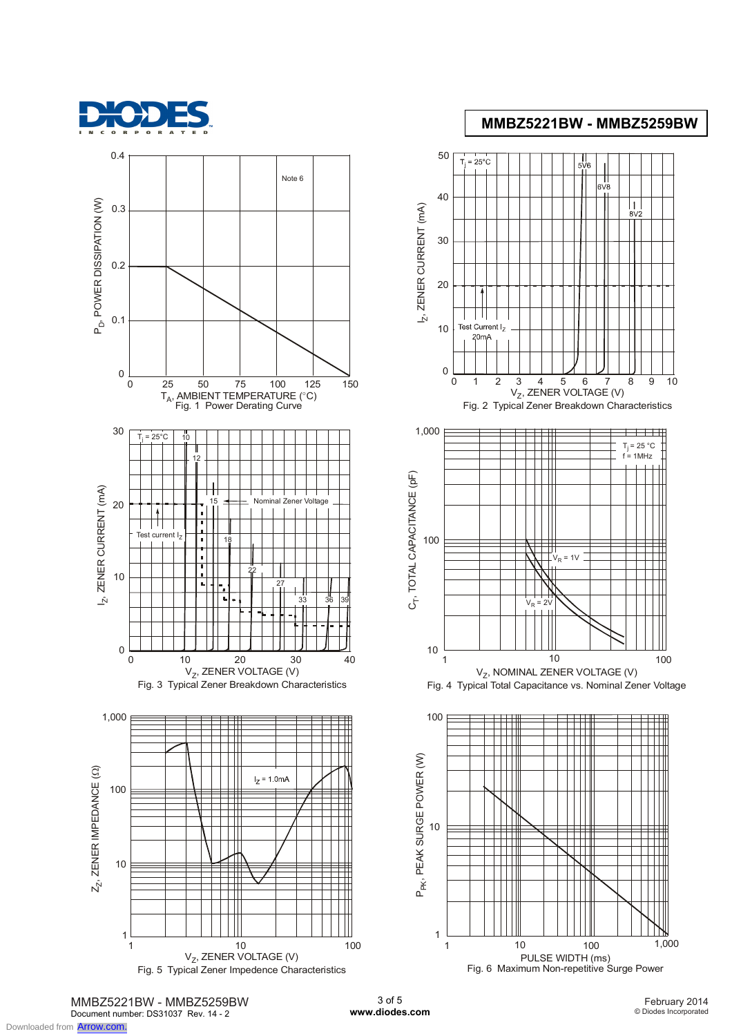Fig. 1 Power Derating Curve

Fig. 2 Typical Zener Breakdown Characteristics

Fig. 3 Typical Zener Breakdown Characteristics

Fig. 4 Typical Total Capacitance vs. Nominal Zener Voltage

Fig. 5 Typical Zener Impedence Characteristics

Fig. 6 Maximum Non-repetitive Surge Power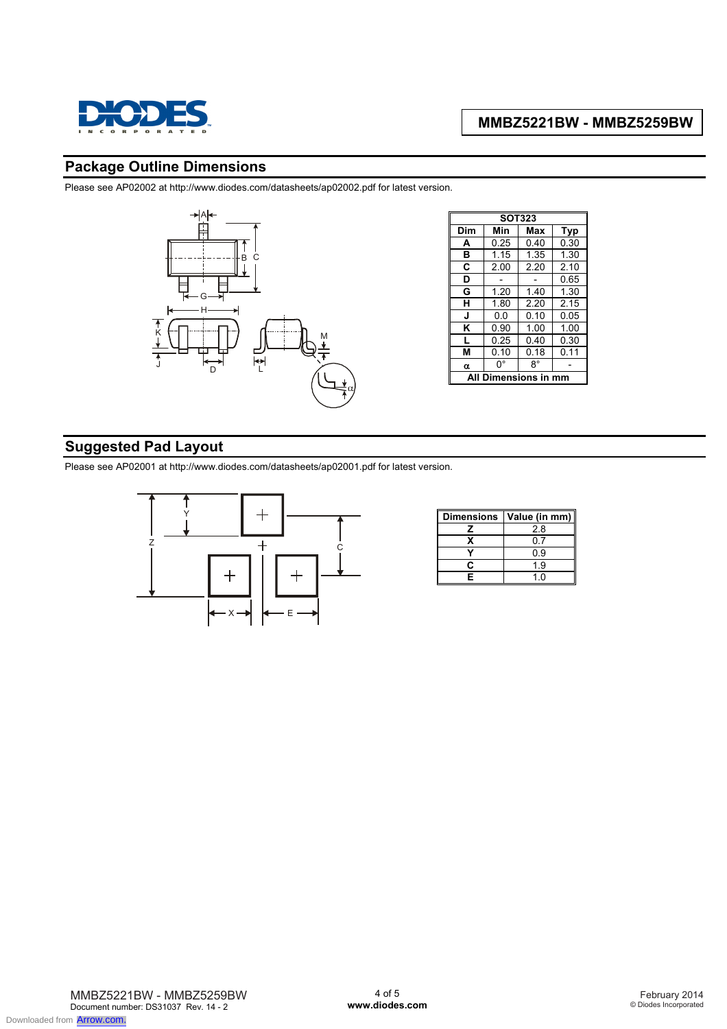## Package Outline Dimensions

Please see AP02002 at http://www.diodes.com/datasheets/ap02002.pdf for latest version.

| SOT323 | | | |
|---|---|---|---|
| **Dim** | **Min** | **Max** | **Typ** |
| **A** | 0.25 | 0.40 | 0.30 |
| **B** | 1.15 | 1.35 | 1.30 |
| **C** | 2.00 | 2.20 | 2.10 |
| **D** | - | - | 0.65 |
| **G** | 1.20 | 1.40 | 1.30 |
| **H** | 1.80 | 2.20 | 2.15 |
| **J** | 0.0 | 0.10 | 0.05 |
| **K** | 0.90 | 1.00 | 1.00 |
| **L** | 0.25 | 0.40 | 0.30 |
| **M** | 0.10 | 0.18 | 0.11 |
| **α** | 0° | 8° | - |
| **All Dimensions in mm** | | | |

## Suggested Pad Layout

Please see AP02001 at http://www.diodes.com/datasheets/ap02001.pdf for latest version.

| Dimensions | Value (in mm) |
|---|---|
| **Z** | 2.8 |
| **X** | 0.7 |
| **Y** | 0.9 |
| **C** | 1.9 |
| **E** | 1.0 |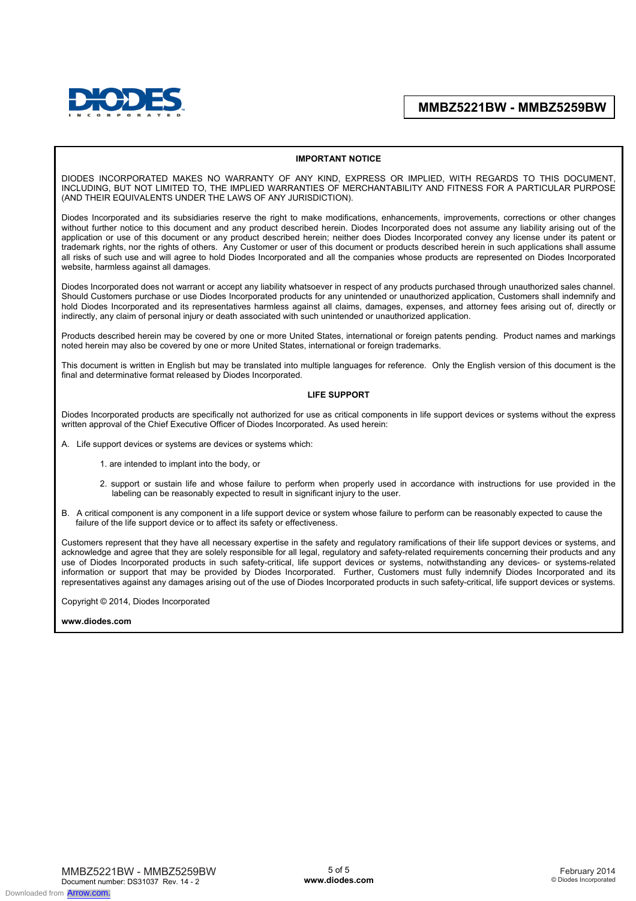# IMPORTANT NOTICE

DIODES INCORPORATED MAKES NO WARRANTY OF ANY KIND, EXPRESS OR IMPLIED, WITH REGARDS TO THIS DOCUMENT, INCLUDING, BUT NOT LIMITED TO, THE IMPLIED WARRANTIES OF MERCHANTABILITY AND FITNESS FOR A PARTICULAR PURPOSE (AND THEIR EQUIVALENTS UNDER THE LAWS OF ANY JURISDICTION).

Diodes Incorporated and its subsidiaries reserve the right to make modifications, enhancements, improvements, corrections or other changes without further notice to this document and any product described herein. Diodes Incorporated does not assume any liability arising out of the application or use of this document or any product described herein; neither does Diodes Incorporated convey any license under its patent or trademark rights, nor the rights of others. Any Customer or user of this document or products described herein in such applications shall assume all risks of such use and will agree to hold Diodes Incorporated and all the companies whose products are represented on Diodes Incorporated website, harmless against all damages.

Diodes Incorporated does not warrant or accept any liability whatsoever in respect of any products purchased through unauthorized sales channel. Should Customers purchase or use Diodes Incorporated products for any unintended or unauthorized application, Customers shall indemnify and hold Diodes Incorporated and its representatives harmless against all claims, damages, expenses, and attorney fees arising out of, directly or indirectly, any claim of personal injury or death associated with such unintended or unauthorized application.

Products described herein may be covered by one or more United States, international or foreign patents pending. Product names and markings noted herein may also be covered by one or more United States, international or foreign trademarks.

This document is written in English but may be translated into multiple languages for reference. Only the English version of this document is the final and determinative format released by Diodes Incorporated.

# LIFE SUPPORT

Diodes Incorporated products are specifically not authorized for use as critical components in life support devices or systems without the express written approval of the Chief Executive Officer of Diodes Incorporated. As used herein:

A. Life support devices or systems are devices or systems which:

1. are intended to implant into the body, or

2. support or sustain life and whose failure to perform when properly used in accordance with instructions for use provided in the labeling can be reasonably expected to result in significant injury to the user.

B. A critical component is any component in a life support device or system whose failure to perform can be reasonably expected to cause the failure of the life support device or to affect its safety or effectiveness.

Customers represent that they have all necessary expertise in the safety and regulatory ramifications of their life support devices or systems, and acknowledge and agree that they are solely responsible for all legal, regulatory and safety-related requirements concerning their products and any use of Diodes Incorporated products in such safety-critical, life support devices or systems, notwithstanding any devices- or systems-related information or support that may be provided by Diodes Incorporated. Further, Customers must fully indemnify Diodes Incorporated and its representatives against any damages arising out of the use of Diodes Incorporated products in such safety-critical, life support devices or systems.

Copyright © 2014, Diodes Incorporated

**www.diodes.com**